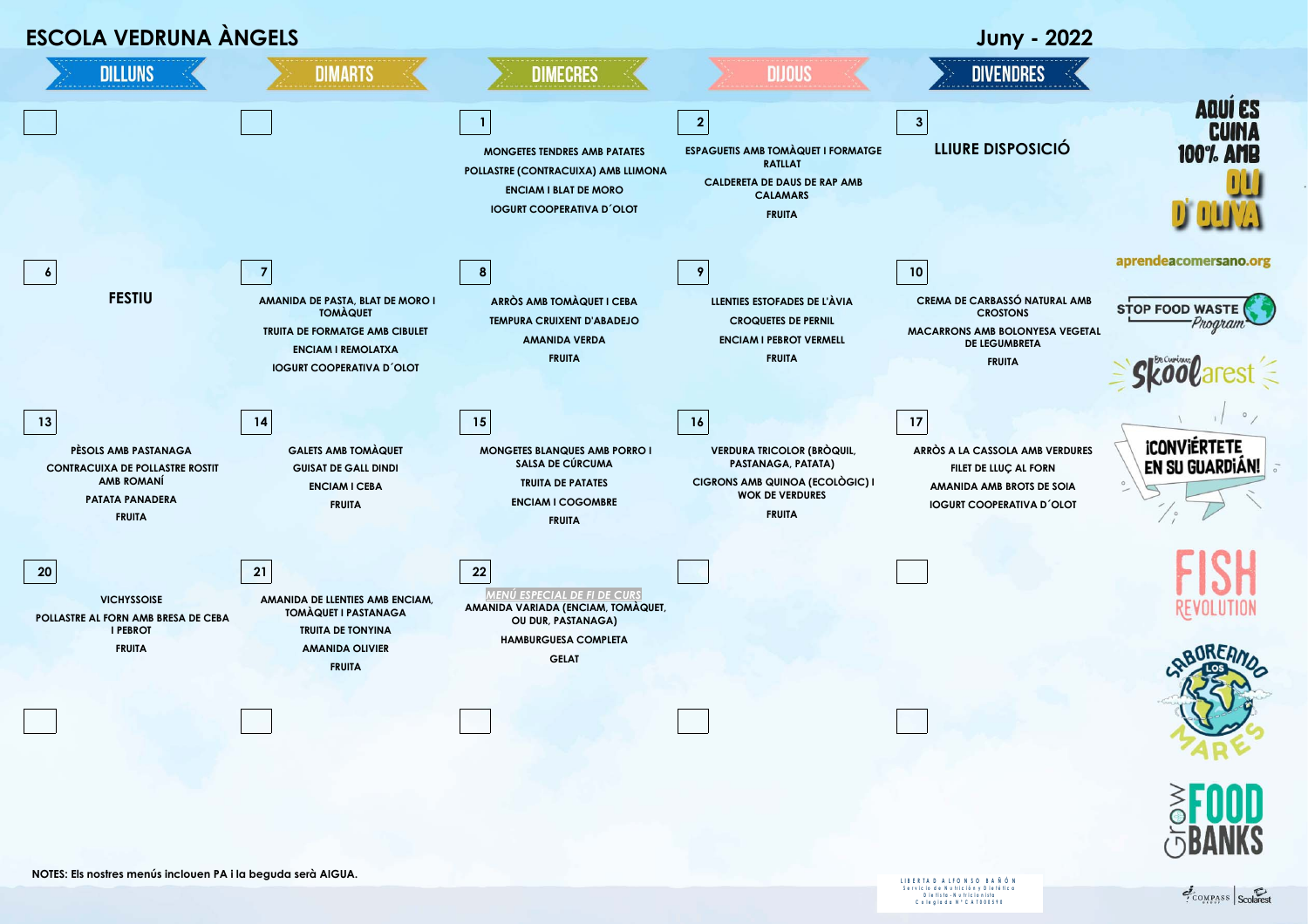# ESCOLA VEDRUNA ÀNGELS

## Juny - 2022

| DILLUNS | DIMARTS | DIMECRES | DIJOUS | DIVENDRES |
|---|---|---|---|---|
| | | **1**<br>MONGETES TENDRES AMB PATATES<br>POLLASTRE (CONTRACUIXA) AMB LLIMONA<br>ENCIAM I BLAT DE MORO<br>IOGURT COOPERATIVA D´OLOT | **2**<br>ESPAGUETIS AMB TOMÀQUET I FORMATGE RATLLAT<br>CALDERETA DE DAUS DE RAP AMB CALAMARS<br>FRUITA | **3**<br>LLIURE DISPOSICIÓ |
| **6**<br>FESTIU | **7**<br>AMANIDA DE PASTA, BLAT DE MORO I TOMÀQUET<br>TRUITA DE FORMATGE AMB CIBULET<br>ENCIAM I REMOLATXA<br>IOGURT COOPERATIVA D´OLOT | **8**<br>ARRÒS AMB TOMÀQUET I CEBA<br>TEMPURA CRUIXENT D'ABADEJO<br>AMANIDA VERDA<br>FRUITA | **9**<br>LLENTIES ESTOFADES DE L'ÀVIA<br>CROQUETES DE PERNIL<br>ENCIAM I PEBROT VERMELL<br>FRUITA | **10**<br>CREMA DE CARBASSÓ NATURAL AMB CROSTONS<br>MACARRONS AMB BOLONYESA VEGETAL DE LEGUMBRETA<br>FRUITA |
| **13**<br>PÈSOLS AMB PASTANAGA<br>CONTRACUIXA DE POLLASTRE ROSTIT AMB ROMANÍ<br>PATATA PANADERA<br>FRUITA | **14**<br>GALETS AMB TOMÀQUET<br>GUISAT DE GALL DINDI<br>ENCIAM I CEBA<br>FRUITA | **15**<br>MONGETES BLANQUES AMB PORRO I SALSA DE CÚRCUMA<br>TRUITA DE PATATES<br>ENCIAM I COGOMBRE<br>FRUITA | **16**<br>VERDURA TRICOLOR (BRÒQUIL, PASTANAGA, PATATA)<br>CIGRONS AMB QUINOA (ECOLÒGIC) I WOK DE VERDURES<br>FRUITA | **17**<br>ARRÒS A LA CASSOLA AMB VERDURES<br>FILET DE LLUÇ AL FORN<br>AMANIDA AMB BROTS DE SOIA<br>IOGURT COOPERATIVA D´OLOT |
| **20**<br>VICHYSSOISE<br>POLLASTRE AL FORN AMB BRESA DE CEBA I PEBROT<br>FRUITA | **21**<br>AMANIDA DE LLENTIES AMB ENCIAM, TOMÀQUET I PASTANAGA<br>TRUITA DE TONYINA<br>AMANIDA OLIVIER<br>FRUITA | **22**<br>*MENÚ ESPECIAL DE FI DE CURS*<br>AMANIDA VARIADA (ENCIAM, TOMÀQUET, OU DUR, PASTANAGA)<br>HAMBURGUESA COMPLETA<br>GELAT | | |
| | | | | |

AQUÍ ES CUINA 100% AMB OLI D' OLIVA

aprendeacomersano.org

STOP FOOD WASTE Program

Skoolarest

¡CONVIÉRTETE EN SU GUARDIÁN!

FISH REVOLUTION

SABOREANDO LOS MARES

Grow FOOD BANKS

**NOTES: Els nostres menús inclouen PA i la beguda serà AIGUA.**

LIBERTAD ALFONSO BAÑÓN
Servicio de Nutrición y Dietética
Dietista-Nutricionista
Colegiada Nº CAT000598

COMPASS GROUP | Scolarest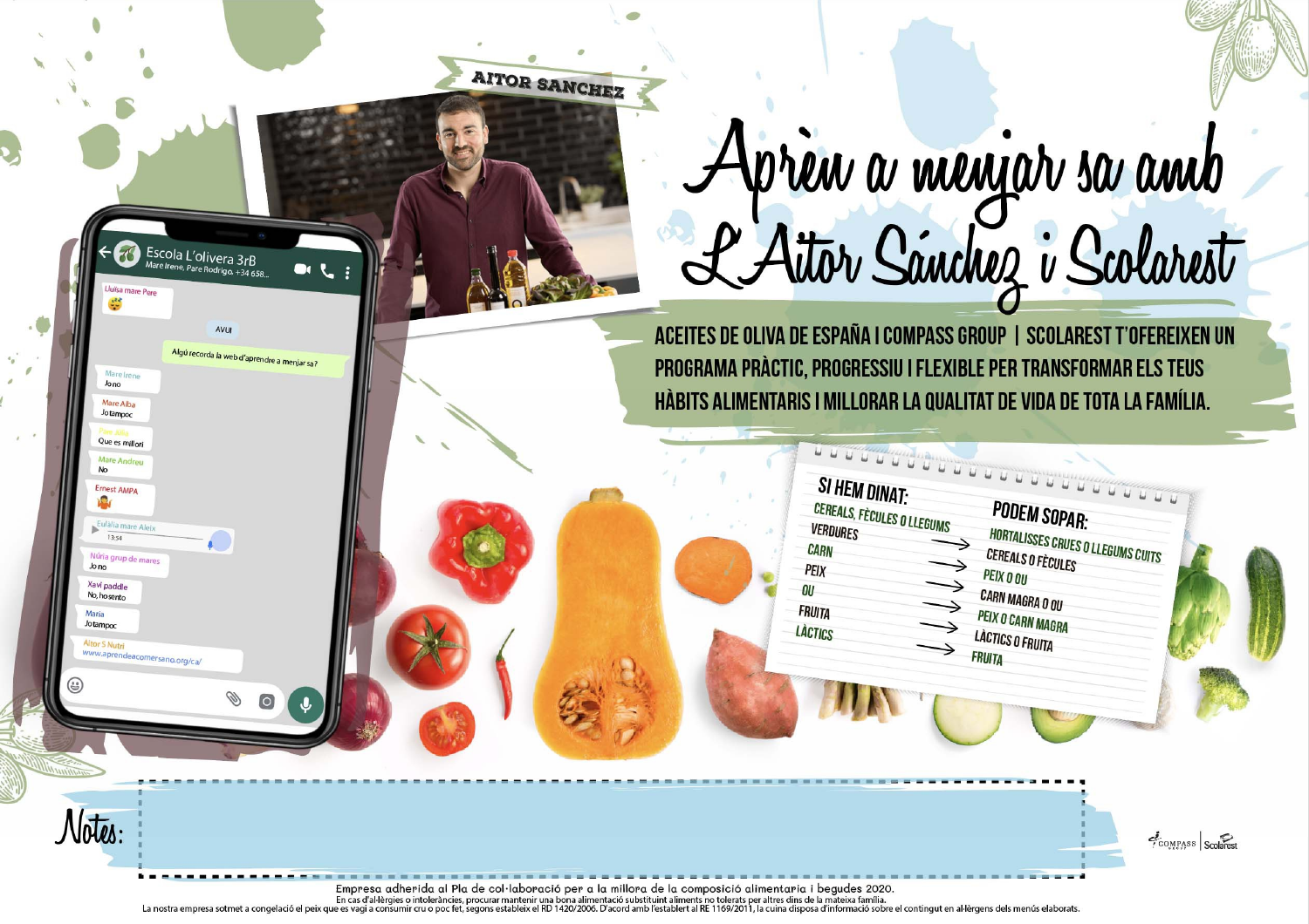# Aprèn a menjar sa amb L'Aitor Sánchez i Scolarest

AITOR SANCHEZ

**ACEITES DE OLIVA DE ESPAÑA I COMPASS GROUP | SCOLAREST T'OFEREIXEN UN PROGRAMA PRÀCTIC, PROGRESSIU I FLEXIBLE PER TRANSFORMAR ELS TEUS HÀBITS ALIMENTARIS I MILLORAR LA QUALITAT DE VIDA DE TOTA LA FAMÍLIA.**

Escola L'olivera 3rB
Mare Irene, Pare Rodrigo, +34 658...

Lluïsa mare Pere

AVUI

Algú recorda la web d'aprendre a menjar sa?

Mare Irene
Jo no

Mare Alba
Jo tampoc

Pare Jofre
Que es millori

Mare Andreu
No

Ernest AMPA

Eulàlia mare Aleix
13:54

Núria grup de mares
Jo no

Xavi paddle
No, ho sento

Maria
Jo tampoc

Aitor S Nutri
www.aprendeacomersano.org/ca/

| SI HEM DINAT: | | PODEM SOPAR: |
|---|---|---|
| CEREALS, FÈCULES O LLEGUMS | → | HORTALISSES CRUES O LLEGUMS CUITS |
| VERDURES | → | CEREALS O FÈCULES |
| CARN | → | PEIX O OU |
| PEIX | → | CARN MAGRA O OU |
| OU | → | PEIX O CARN MAGRA |
| FRUITA | → | LÀCTICS O FRUITA |
| LÀCTICS | → | FRUITA |

Notes:

Empresa adherida al Pla de col·laboració per a la millora de la composició alimentaria i begudes 2020.

En cas d'al·lèrgies o intoleràncies, procurar mantenir una bona alimentació substituint aliments no tolerats per altres dins de la mateixa família.

La nostra empresa sotmet a congelació el peix que es vagi a consumir cru o poc fet, segons estableix el RD 1420/2006. D'acord amb l'establert al RE 1169/2011, la cuina disposa d'informació sobre el contingut en al·lèrgens dels menús elaborats.

COMPASS GROUP | Scolarest